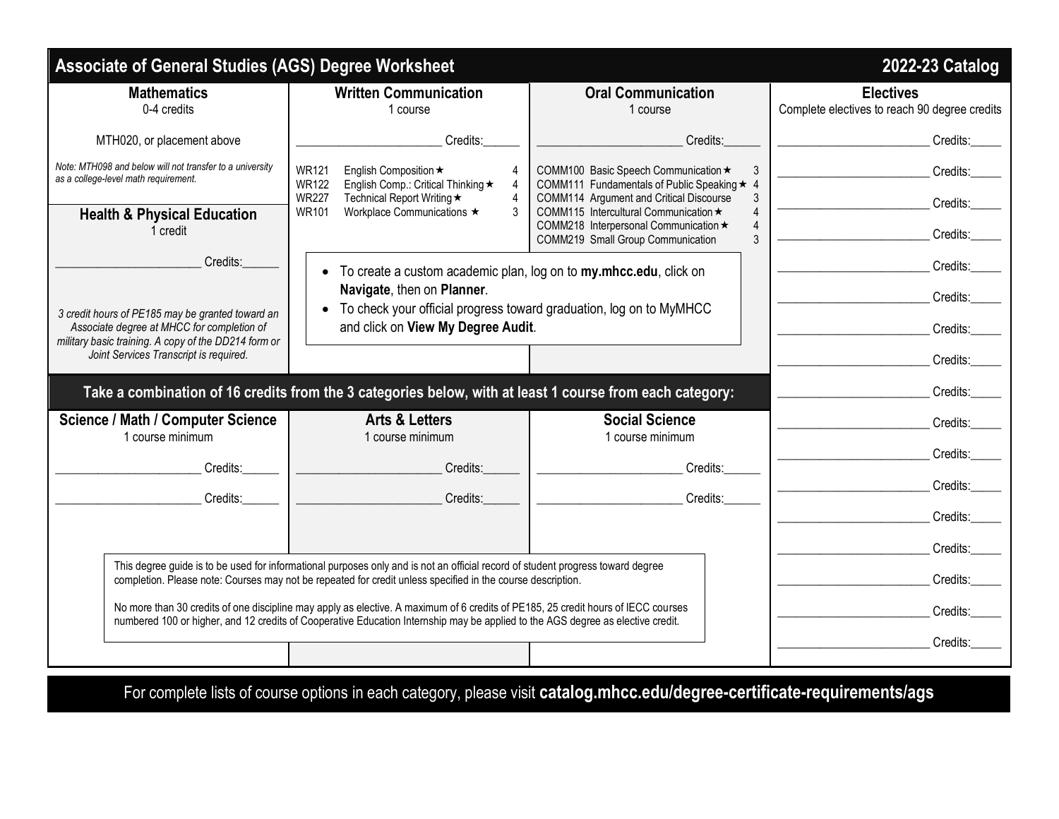# Associate of General Studies (AGS) Degree Worksheet

**2022-23 Catalog**

## Mathematics

0-4 credits

MTH020, or placement above

*Note: MTH098 and below will not transfer to a university as a college-level math requirement.*

## Health & Physical Education

1 credit

________________________ Credits:______

*3 credit hours of PE185 may be granted toward an Associate degree at MHCC for completion of military basic training. A copy of the DD214 form or Joint Services Transcript is required.*

## Written Communication

1 course

________________________ Credits:______

| | | |
|---|---|---|
| WR121 | English Composition ★ | 4 |
| WR122 | English Comp.: Critical Thinking ★ | 4 |
| WR227 | Technical Report Writing ★ | 4 |
| WR101 | Workplace Communications ★ | 3 |

## Oral Communication

1 course

________________________ Credits:______

| | | |
|---|---|---|
| COMM100 | Basic Speech Communication ★ | 3 |
| COMM111 | Fundamentals of Public Speaking ★ | 4 |
| COMM114 | Argument and Critical Discourse | 3 |
| COMM115 | Intercultural Communication ★ | 4 |
| COMM218 | Interpersonal Communication ★ | 4 |
| COMM219 | Small Group Communication | 3 |

- To create a custom academic plan, log on to **my.mhcc.edu**, click on **Navigate**, then on **Planner**.
- To check your official progress toward graduation, log on to MyMHCC and click on **View My Degree Audit**.

## Electives

Complete electives to reach 90 degree credits

________________________ Credits:_____

________________________ Credits:_____

________________________ Credits:_____

________________________ Credits:_____

________________________ Credits:_____

________________________ Credits:_____

________________________ Credits:_____

________________________ Credits:_____

________________________ Credits:_____

________________________ Credits:_____

________________________ Credits:_____

________________________ Credits:_____

________________________ Credits:_____

________________________ Credits:_____

________________________ Credits:_____

________________________ Credits:_____

________________________ Credits:_____

## Take a combination of 16 credits from the 3 categories below, with at least 1 course from each category:

### Science / Math / Computer Science

1 course minimum

________________________ Credits:______

________________________ Credits:______

### Arts & Letters

1 course minimum

________________________ Credits:______

________________________ Credits:______

### Social Science

1 course minimum

________________________ Credits:______

________________________ Credits:______

This degree guide is to be used for informational purposes only and is not an official record of student progress toward degree completion. Please note: Courses may not be repeated for credit unless specified in the course description.

No more than 30 credits of one discipline may apply as elective. A maximum of 6 credits of PE185, 25 credit hours of IECC courses numbered 100 or higher, and 12 credits of Cooperative Education Internship may be applied to the AGS degree as elective credit.

For complete lists of course options in each category, please visit **catalog.mhcc.edu/degree-certificate-requirements/ags**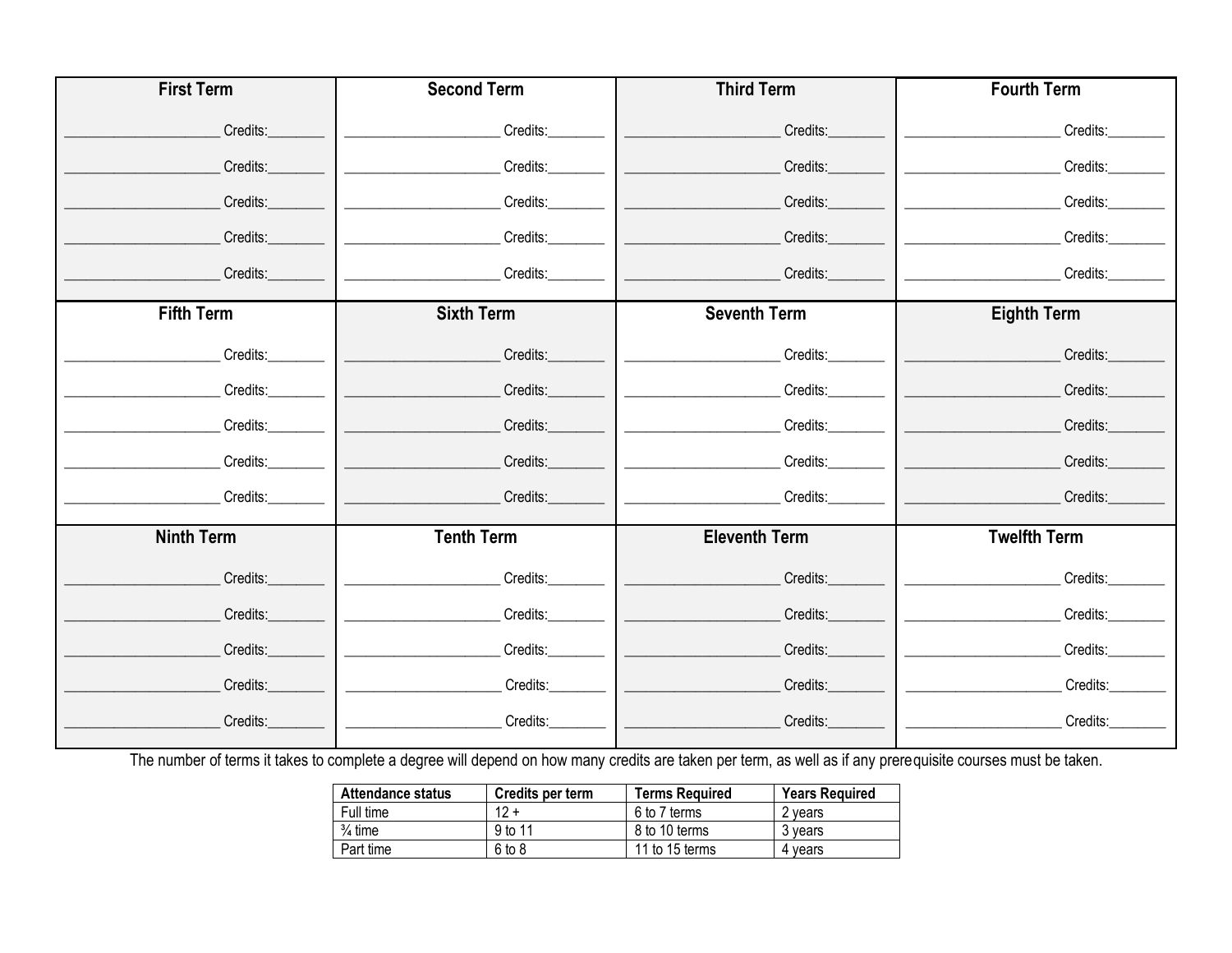| First Term | Second Term | Third Term | Fourth Term |
| --- | --- | --- | --- |
| ____________________ Credits:________ | ____________________ Credits:________ | ____________________ Credits:________ | ____________________ Credits:________ |
| ____________________ Credits:________ | ____________________ Credits:________ | ____________________ Credits:________ | ____________________ Credits:________ |
| ____________________ Credits:________ | ____________________ Credits:________ | ____________________ Credits:________ | ____________________ Credits:________ |
| ____________________ Credits:________ | ____________________ Credits:________ | ____________________ Credits:________ | ____________________ Credits:________ |
| ____________________ Credits:________ | ____________________ Credits:________ | ____________________ Credits:________ | ____________________ Credits:________ |
| **Fifth Term** | **Sixth Term** | **Seventh Term** | **Eighth Term** |
| ____________________ Credits:________ | ____________________ Credits:________ | ____________________ Credits:________ | ____________________ Credits:________ |
| ____________________ Credits:________ | ____________________ Credits:________ | ____________________ Credits:________ | ____________________ Credits:________ |
| ____________________ Credits:________ | ____________________ Credits:________ | ____________________ Credits:________ | ____________________ Credits:________ |
| ____________________ Credits:________ | ____________________ Credits:________ | ____________________ Credits:________ | ____________________ Credits:________ |
| ____________________ Credits:________ | ____________________ Credits:________ | ____________________ Credits:________ | ____________________ Credits:________ |
| **Ninth Term** | **Tenth Term** | **Eleventh Term** | **Twelfth Term** |
| ____________________ Credits:________ | ____________________ Credits:________ | ____________________ Credits:________ | ____________________ Credits:________ |
| ____________________ Credits:________ | ____________________ Credits:________ | ____________________ Credits:________ | ____________________ Credits:________ |
| ____________________ Credits:________ | ____________________ Credits:________ | ____________________ Credits:________ | ____________________ Credits:________ |
| ____________________ Credits:________ | ____________________ Credits:________ | ____________________ Credits:________ | ____________________ Credits:________ |
| ____________________ Credits:________ | ____________________ Credits:________ | ____________________ Credits:________ | ____________________ Credits:________ |

The number of terms it takes to complete a degree will depend on how many credits are taken per term, as well as if any prerequisite courses must be taken.

| Attendance status | Credits per term | Terms Required | Years Required |
| --- | --- | --- | --- |
| Full time | 12 + | 6 to 7 terms | 2 years |
| ¾ time | 9 to 11 | 8 to 10 terms | 3 years |
| Part time | 6 to 8 | 11 to 15 terms | 4 years |